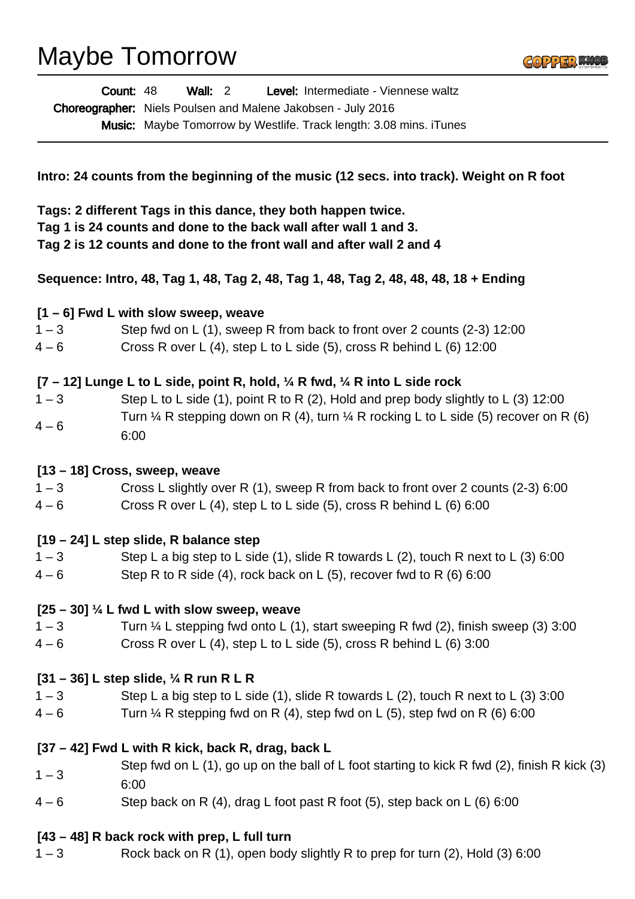# Maybe Tomorrow

**Count:** 48 **Wall:** 2 **Level:** Intermediate - Viennese waltz

**Choreographer:** Niels Poulsen and Malene Jakobsen - July 2016

**Music:** Maybe Tomorrow by Westlife. Track length: 3.08 mins. iTunes

---

**Intro: 24 counts from the beginning of the music (12 secs. into track). Weight on R foot**

**Tags: 2 different Tags in this dance, they both happen twice.**
**Tag 1 is 24 counts and done to the back wall after wall 1 and 3.**
**Tag 2 is 12 counts and done to the front wall and after wall 2 and 4**

**Sequence: Intro, 48, Tag 1, 48, Tag 2, 48, Tag 1, 48, Tag 2, 48, 48, 48, 18 + Ending**

**[1 – 6] Fwd L with slow sweep, weave**

| | |
|---|---|
| 1 – 3 | Step fwd on L (1), sweep R from back to front over 2 counts (2-3) 12:00 |
| 4 – 6 | Cross R over L (4), step L to L side (5), cross R behind L (6) 12:00 |

**[7 – 12] Lunge L to L side, point R, hold, ¼ R fwd, ¼ R into L side rock**

| | |
|---|---|
| 1 – 3 | Step L to L side (1), point R to R (2), Hold and prep body slightly to L (3) 12:00 |
| 4 – 6 | Turn ¼ R stepping down on R (4), turn ¼ R rocking L to L side (5) recover on R (6) 6:00 |

**[13 – 18] Cross, sweep, weave**

| | |
|---|---|
| 1 – 3 | Cross L slightly over R (1), sweep R from back to front over 2 counts (2-3) 6:00 |
| 4 – 6 | Cross R over L (4), step L to L side (5), cross R behind L (6) 6:00 |

**[19 – 24] L step slide, R balance step**

| | |
|---|---|
| 1 – 3 | Step L a big step to L side (1), slide R towards L (2), touch R next to L (3) 6:00 |
| 4 – 6 | Step R to R side (4), rock back on L (5), recover fwd to R (6) 6:00 |

**[25 – 30] ¼ L fwd L with slow sweep, weave**

| | |
|---|---|
| 1 – 3 | Turn ¼ L stepping fwd onto L (1), start sweeping R fwd (2), finish sweep (3) 3:00 |
| 4 – 6 | Cross R over L (4), step L to L side (5), cross R behind L (6) 3:00 |

**[31 – 36] L step slide, ¼ R run R L R**

| | |
|---|---|
| 1 – 3 | Step L a big step to L side (1), slide R towards L (2), touch R next to L (3) 3:00 |
| 4 – 6 | Turn ¼ R stepping fwd on R (4), step fwd on L (5), step fwd on R (6) 6:00 |

**[37 – 42] Fwd L with R kick, back R, drag, back L**

| | |
|---|---|
| 1 – 3 | Step fwd on L (1), go up on the ball of L foot starting to kick R fwd (2), finish R kick (3) 6:00 |
| 4 – 6 | Step back on R (4), drag L foot past R foot (5), step back on L (6) 6:00 |

**[43 – 48] R back rock with prep, L full turn**

| | |
|---|---|
| 1 – 3 | Rock back on R (1), open body slightly R to prep for turn (2), Hold (3) 6:00 |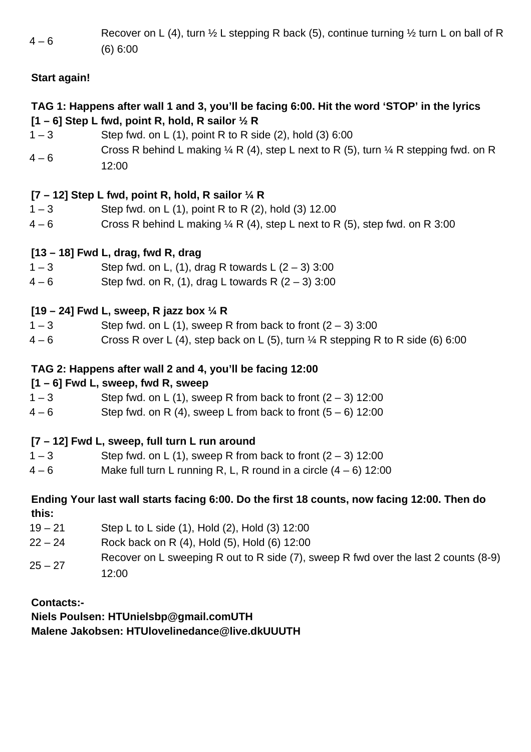| | |
|---|---|
| 4 – 6 | Recover on L (4), turn ½ L stepping R back (5), continue turning ½ turn L on ball of R (6) 6:00 |

**Start again!**

**TAG 1: Happens after wall 1 and 3, you'll be facing 6:00. Hit the word 'STOP' in the lyrics**

**[1 – 6] Step L fwd, point R, hold, R sailor ½ R**

| | |
|---|---|
| 1 – 3 | Step fwd. on L (1), point R to R side (2), hold (3) 6:00 |
| 4 – 6 | Cross R behind L making ¼ R (4), step L next to R (5), turn ¼ R stepping fwd. on R 12:00 |

**[7 – 12] Step L fwd, point R, hold, R sailor ¼ R**

| | |
|---|---|
| 1 – 3 | Step fwd. on L (1), point R to R (2), hold (3) 12.00 |
| 4 – 6 | Cross R behind L making ¼ R (4), step L next to R (5), step fwd. on R 3:00 |

**[13 – 18] Fwd L, drag, fwd R, drag**

| | |
|---|---|
| 1 – 3 | Step fwd. on L, (1), drag R towards L (2 – 3) 3:00 |
| 4 – 6 | Step fwd. on R, (1), drag L towards R (2 – 3) 3:00 |

**[19 – 24] Fwd L, sweep, R jazz box ¼ R**

| | |
|---|---|
| 1 – 3 | Step fwd. on L (1), sweep R from back to front (2 – 3) 3:00 |
| 4 – 6 | Cross R over L (4), step back on L (5), turn ¼ R stepping R to R side (6) 6:00 |

**TAG 2: Happens after wall 2 and 4, you'll be facing 12:00**

**[1 – 6] Fwd L, sweep, fwd R, sweep**

| | |
|---|---|
| 1 – 3 | Step fwd. on L (1), sweep R from back to front (2 – 3) 12:00 |
| 4 – 6 | Step fwd. on R (4), sweep L from back to front (5 – 6) 12:00 |

**[7 – 12] Fwd L, sweep, full turn L run around**

| | |
|---|---|
| 1 – 3 | Step fwd. on L (1), sweep R from back to front (2 – 3) 12:00 |
| 4 – 6 | Make full turn L running R, L, R round in a circle (4 – 6) 12:00 |

**Ending Your last wall starts facing 6:00. Do the first 18 counts, now facing 12:00. Then do this:**

| | |
|---|---|
| 19 – 21 | Step L to L side (1), Hold (2), Hold (3) 12:00 |
| 22 – 24 | Rock back on R (4), Hold (5), Hold (6) 12:00 |
| 25 – 27 | Recover on L sweeping R out to R side (7), sweep R fwd over the last 2 counts (8-9) 12:00 |

**Contacts:-**
**Niels Poulsen: HTUnielsbp@gmail.comUTH**
**Malene Jakobsen: HTUlovelinedance@live.dkUUUTH**